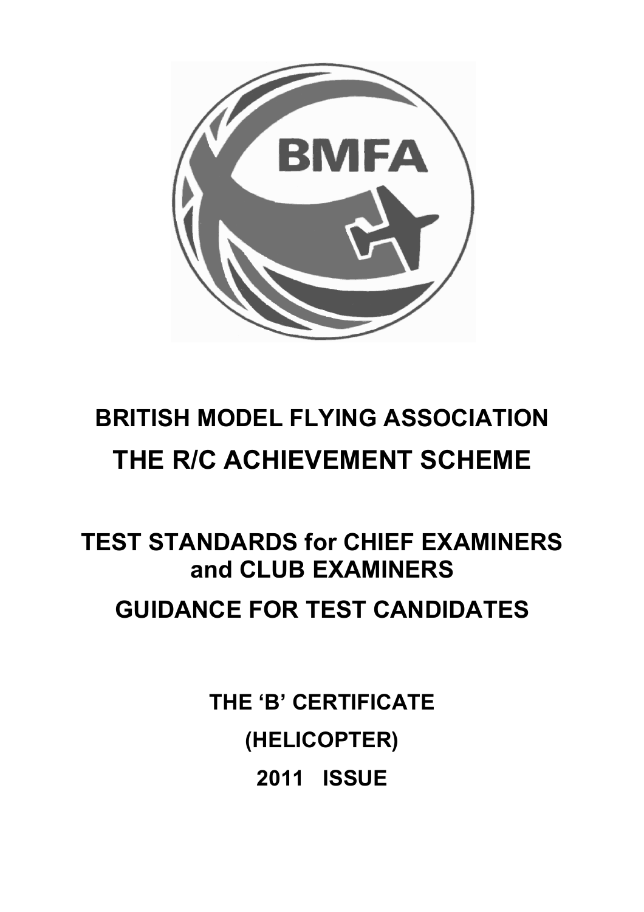# BRITISH MODEL FLYING ASSOCIATION

# THE R/C ACHIEVEMENT SCHEME

## TEST STANDARDS for CHIEF EXAMINERS and CLUB EXAMINERS

## GUIDANCE FOR TEST CANDIDATES

**THE 'B' CERTIFICATE**

**(HELICOPTER)**

**2011 ISSUE**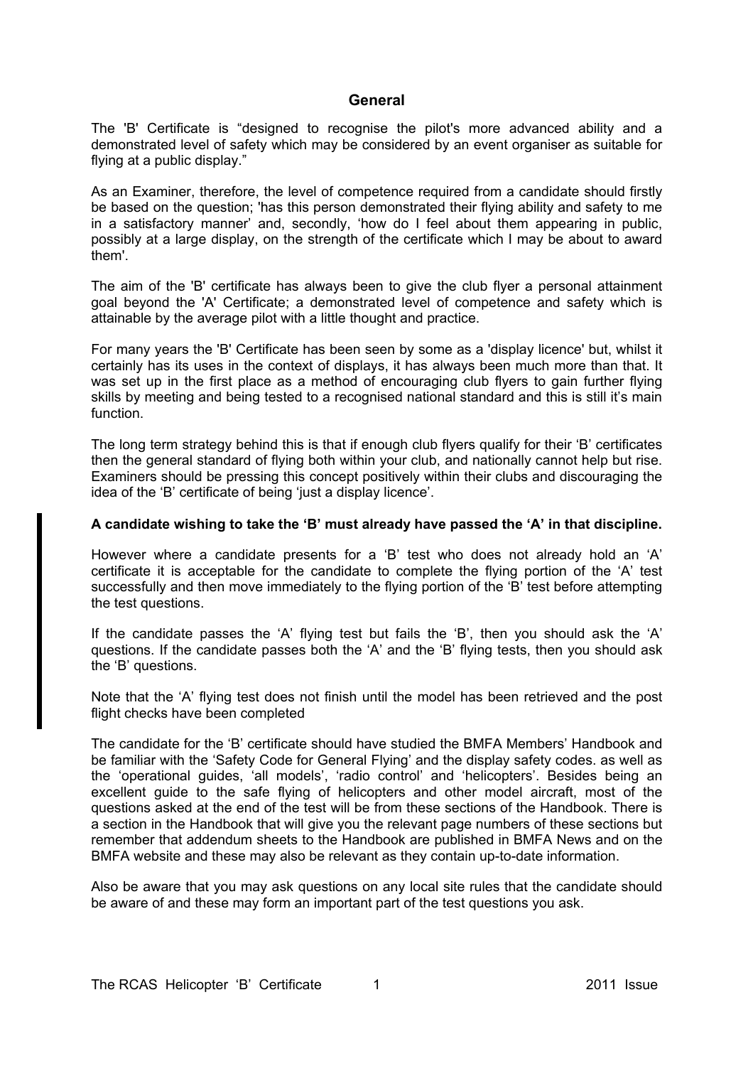## General

The 'B' Certificate is "designed to recognise the pilot's more advanced ability and a demonstrated level of safety which may be considered by an event organiser as suitable for flying at a public display."

As an Examiner, therefore, the level of competence required from a candidate should firstly be based on the question; 'has this person demonstrated their flying ability and safety to me in a satisfactory manner' and, secondly, 'how do I feel about them appearing in public, possibly at a large display, on the strength of the certificate which I may be about to award them'.

The aim of the 'B' certificate has always been to give the club flyer a personal attainment goal beyond the 'A' Certificate; a demonstrated level of competence and safety which is attainable by the average pilot with a little thought and practice.

For many years the 'B' Certificate has been seen by some as a 'display licence' but, whilst it certainly has its uses in the context of displays, it has always been much more than that. It was set up in the first place as a method of encouraging club flyers to gain further flying skills by meeting and being tested to a recognised national standard and this is still it's main function.

The long term strategy behind this is that if enough club flyers qualify for their 'B' certificates then the general standard of flying both within your club, and nationally cannot help but rise. Examiners should be pressing this concept positively within their clubs and discouraging the idea of the 'B' certificate of being 'just a display licence'.

**A candidate wishing to take the 'B' must already have passed the 'A' in that discipline.**

However where a candidate presents for a 'B' test who does not already hold an 'A' certificate it is acceptable for the candidate to complete the flying portion of the 'A' test successfully and then move immediately to the flying portion of the 'B' test before attempting the test questions.

If the candidate passes the 'A' flying test but fails the 'B', then you should ask the 'A' questions. If the candidate passes both the 'A' and the 'B' flying tests, then you should ask the 'B' questions.

Note that the 'A' flying test does not finish until the model has been retrieved and the post flight checks have been completed

The candidate for the 'B' certificate should have studied the BMFA Members' Handbook and be familiar with the 'Safety Code for General Flying' and the display safety codes. as well as the 'operational guides, 'all models', 'radio control' and 'helicopters'. Besides being an excellent guide to the safe flying of helicopters and other model aircraft, most of the questions asked at the end of the test will be from these sections of the Handbook. There is a section in the Handbook that will give you the relevant page numbers of these sections but remember that addendum sheets to the Handbook are published in BMFA News and on the BMFA website and these may also be relevant as they contain up-to-date information.

Also be aware that you may ask questions on any local site rules that the candidate should be aware of and these may form an important part of the test questions you ask.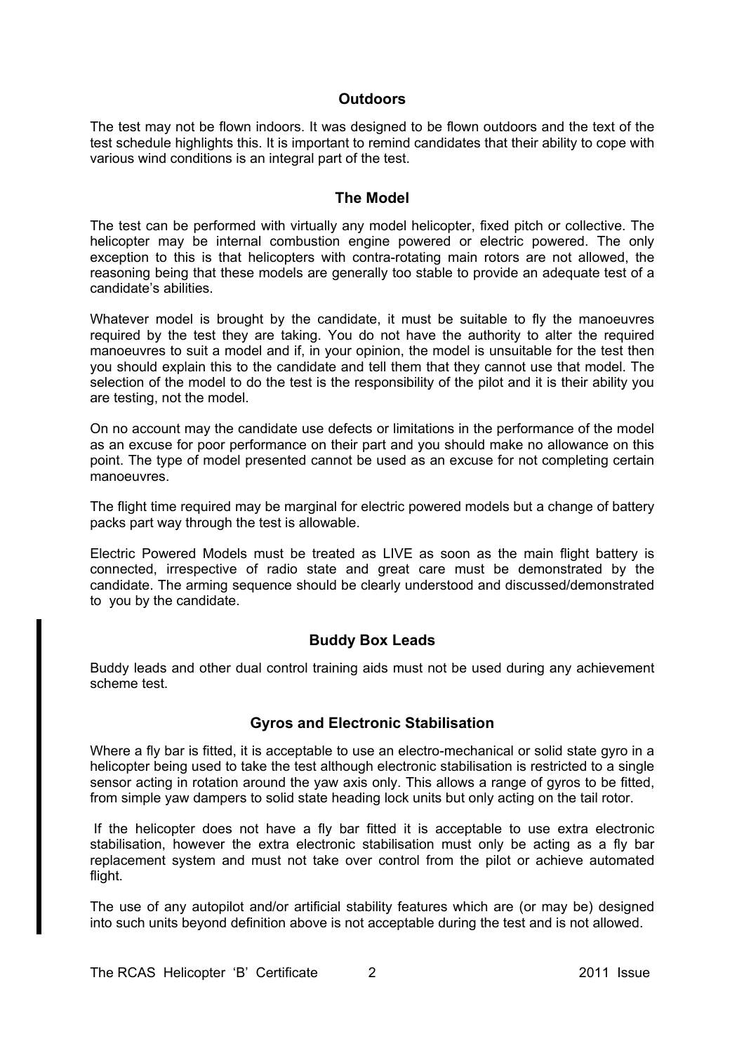## Outdoors

The test may not be flown indoors. It was designed to be flown outdoors and the text of the test schedule highlights this. It is important to remind candidates that their ability to cope with various wind conditions is an integral part of the test.

## The Model

The test can be performed with virtually any model helicopter, fixed pitch or collective. The helicopter may be internal combustion engine powered or electric powered. The only exception to this is that helicopters with contra-rotating main rotors are not allowed, the reasoning being that these models are generally too stable to provide an adequate test of a candidate's abilities.

Whatever model is brought by the candidate, it must be suitable to fly the manoeuvres required by the test they are taking. You do not have the authority to alter the required manoeuvres to suit a model and if, in your opinion, the model is unsuitable for the test then you should explain this to the candidate and tell them that they cannot use that model. The selection of the model to do the test is the responsibility of the pilot and it is their ability you are testing, not the model.

On no account may the candidate use defects or limitations in the performance of the model as an excuse for poor performance on their part and you should make no allowance on this point. The type of model presented cannot be used as an excuse for not completing certain manoeuvres.

The flight time required may be marginal for electric powered models but a change of battery packs part way through the test is allowable.

Electric Powered Models must be treated as LIVE as soon as the main flight battery is connected, irrespective of radio state and great care must be demonstrated by the candidate. The arming sequence should be clearly understood and discussed/demonstrated to you by the candidate.

## Buddy Box Leads

Buddy leads and other dual control training aids must not be used during any achievement scheme test.

## Gyros and Electronic Stabilisation

Where a fly bar is fitted, it is acceptable to use an electro-mechanical or solid state gyro in a helicopter being used to take the test although electronic stabilisation is restricted to a single sensor acting in rotation around the yaw axis only. This allows a range of gyros to be fitted, from simple yaw dampers to solid state heading lock units but only acting on the tail rotor.

If the helicopter does not have a fly bar fitted it is acceptable to use extra electronic stabilisation, however the extra electronic stabilisation must only be acting as a fly bar replacement system and must not take over control from the pilot or achieve automated flight.

The use of any autopilot and/or artificial stability features which are (or may be) designed into such units beyond definition above is not acceptable during the test and is not allowed.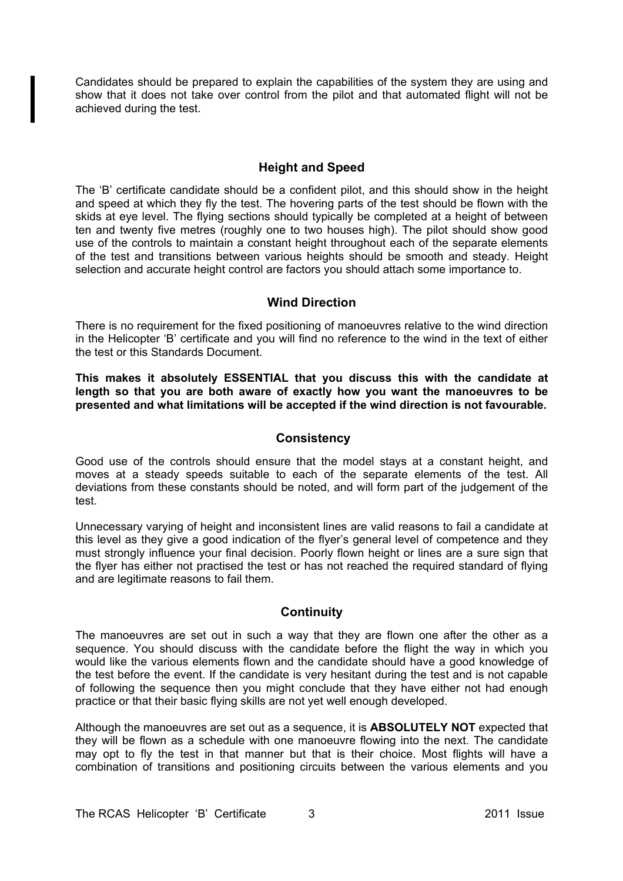Candidates should be prepared to explain the capabilities of the system they are using and show that it does not take over control from the pilot and that automated flight will not be achieved during the test.

## Height and Speed

The 'B' certificate candidate should be a confident pilot, and this should show in the height and speed at which they fly the test. The hovering parts of the test should be flown with the skids at eye level. The flying sections should typically be completed at a height of between ten and twenty five metres (roughly one to two houses high). The pilot should show good use of the controls to maintain a constant height throughout each of the separate elements of the test and transitions between various heights should be smooth and steady. Height selection and accurate height control are factors you should attach some importance to.

## Wind Direction

There is no requirement for the fixed positioning of manoeuvres relative to the wind direction in the Helicopter 'B' certificate and you will find no reference to the wind in the text of either the test or this Standards Document.

**This makes it absolutely ESSENTIAL that you discuss this with the candidate at length so that you are both aware of exactly how you want the manoeuvres to be presented and what limitations will be accepted if the wind direction is not favourable.**

## Consistency

Good use of the controls should ensure that the model stays at a constant height, and moves at a steady speeds suitable to each of the separate elements of the test. All deviations from these constants should be noted, and will form part of the judgement of the test.

Unnecessary varying of height and inconsistent lines are valid reasons to fail a candidate at this level as they give a good indication of the flyer's general level of competence and they must strongly influence your final decision. Poorly flown height or lines are a sure sign that the flyer has either not practised the test or has not reached the required standard of flying and are legitimate reasons to fail them.

## Continuity

The manoeuvres are set out in such a way that they are flown one after the other as a sequence. You should discuss with the candidate before the flight the way in which you would like the various elements flown and the candidate should have a good knowledge of the test before the event. If the candidate is very hesitant during the test and is not capable of following the sequence then you might conclude that they have either not had enough practice or that their basic flying skills are not yet well enough developed.

Although the manoeuvres are set out as a sequence, it is **ABSOLUTELY NOT** expected that they will be flown as a schedule with one manoeuvre flowing into the next. The candidate may opt to fly the test in that manner but that is their choice. Most flights will have a combination of transitions and positioning circuits between the various elements and you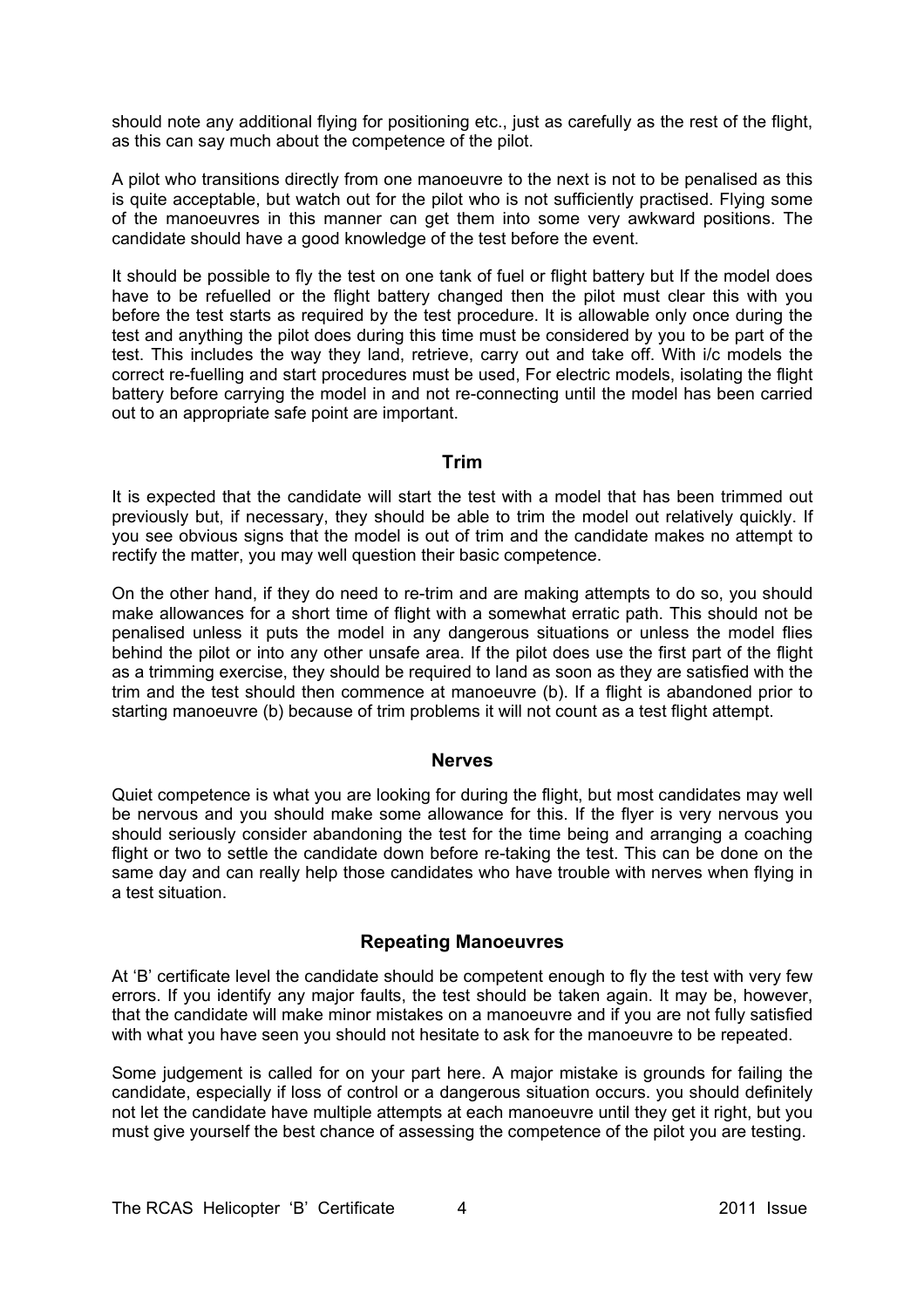should note any additional flying for positioning etc., just as carefully as the rest of the flight, as this can say much about the competence of the pilot.

A pilot who transitions directly from one manoeuvre to the next is not to be penalised as this is quite acceptable, but watch out for the pilot who is not sufficiently practised. Flying some of the manoeuvres in this manner can get them into some very awkward positions. The candidate should have a good knowledge of the test before the event.

It should be possible to fly the test on one tank of fuel or flight battery but If the model does have to be refuelled or the flight battery changed then the pilot must clear this with you before the test starts as required by the test procedure. It is allowable only once during the test and anything the pilot does during this time must be considered by you to be part of the test. This includes the way they land, retrieve, carry out and take off. With i/c models the correct re-fuelling and start procedures must be used, For electric models, isolating the flight battery before carrying the model in and not re-connecting until the model has been carried out to an appropriate safe point are important.

## Trim

It is expected that the candidate will start the test with a model that has been trimmed out previously but, if necessary, they should be able to trim the model out relatively quickly. If you see obvious signs that the model is out of trim and the candidate makes no attempt to rectify the matter, you may well question their basic competence.

On the other hand, if they do need to re-trim and are making attempts to do so, you should make allowances for a short time of flight with a somewhat erratic path. This should not be penalised unless it puts the model in any dangerous situations or unless the model flies behind the pilot or into any other unsafe area. If the pilot does use the first part of the flight as a trimming exercise, they should be required to land as soon as they are satisfied with the trim and the test should then commence at manoeuvre (b). If a flight is abandoned prior to starting manoeuvre (b) because of trim problems it will not count as a test flight attempt.

## Nerves

Quiet competence is what you are looking for during the flight, but most candidates may well be nervous and you should make some allowance for this. If the flyer is very nervous you should seriously consider abandoning the test for the time being and arranging a coaching flight or two to settle the candidate down before re-taking the test. This can be done on the same day and can really help those candidates who have trouble with nerves when flying in a test situation.

## Repeating Manoeuvres

At 'B' certificate level the candidate should be competent enough to fly the test with very few errors. If you identify any major faults, the test should be taken again. It may be, however, that the candidate will make minor mistakes on a manoeuvre and if you are not fully satisfied with what you have seen you should not hesitate to ask for the manoeuvre to be repeated.

Some judgement is called for on your part here. A major mistake is grounds for failing the candidate, especially if loss of control or a dangerous situation occurs. you should definitely not let the candidate have multiple attempts at each manoeuvre until they get it right, but you must give yourself the best chance of assessing the competence of the pilot you are testing.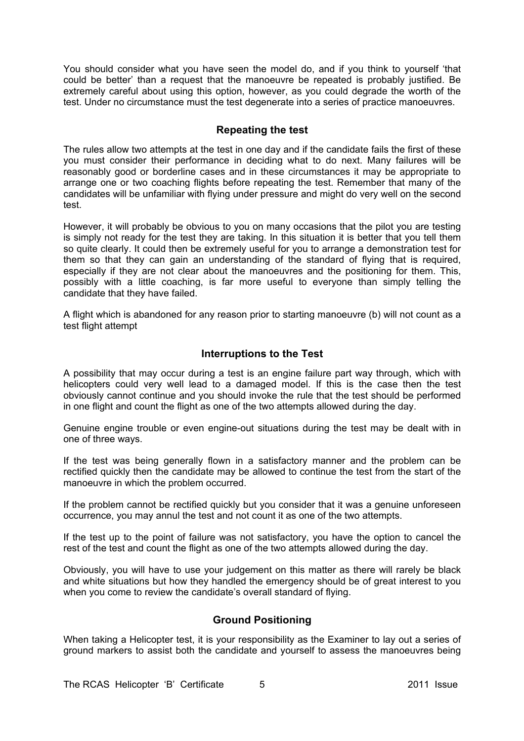You should consider what you have seen the model do, and if you think to yourself 'that could be better' than a request that the manoeuvre be repeated is probably justified. Be extremely careful about using this option, however, as you could degrade the worth of the test. Under no circumstance must the test degenerate into a series of practice manoeuvres.

## Repeating the test

The rules allow two attempts at the test in one day and if the candidate fails the first of these you must consider their performance in deciding what to do next. Many failures will be reasonably good or borderline cases and in these circumstances it may be appropriate to arrange one or two coaching flights before repeating the test. Remember that many of the candidates will be unfamiliar with flying under pressure and might do very well on the second test.

However, it will probably be obvious to you on many occasions that the pilot you are testing is simply not ready for the test they are taking. In this situation it is better that you tell them so quite clearly. It could then be extremely useful for you to arrange a demonstration test for them so that they can gain an understanding of the standard of flying that is required, especially if they are not clear about the manoeuvres and the positioning for them. This, possibly with a little coaching, is far more useful to everyone than simply telling the candidate that they have failed.

A flight which is abandoned for any reason prior to starting manoeuvre (b) will not count as a test flight attempt

## Interruptions to the Test

A possibility that may occur during a test is an engine failure part way through, which with helicopters could very well lead to a damaged model. If this is the case then the test obviously cannot continue and you should invoke the rule that the test should be performed in one flight and count the flight as one of the two attempts allowed during the day.

Genuine engine trouble or even engine-out situations during the test may be dealt with in one of three ways.

If the test was being generally flown in a satisfactory manner and the problem can be rectified quickly then the candidate may be allowed to continue the test from the start of the manoeuvre in which the problem occurred.

If the problem cannot be rectified quickly but you consider that it was a genuine unforeseen occurrence, you may annul the test and not count it as one of the two attempts.

If the test up to the point of failure was not satisfactory, you have the option to cancel the rest of the test and count the flight as one of the two attempts allowed during the day.

Obviously, you will have to use your judgement on this matter as there will rarely be black and white situations but how they handled the emergency should be of great interest to you when you come to review the candidate's overall standard of flying.

## Ground Positioning

When taking a Helicopter test, it is your responsibility as the Examiner to lay out a series of ground markers to assist both the candidate and yourself to assess the manoeuvres being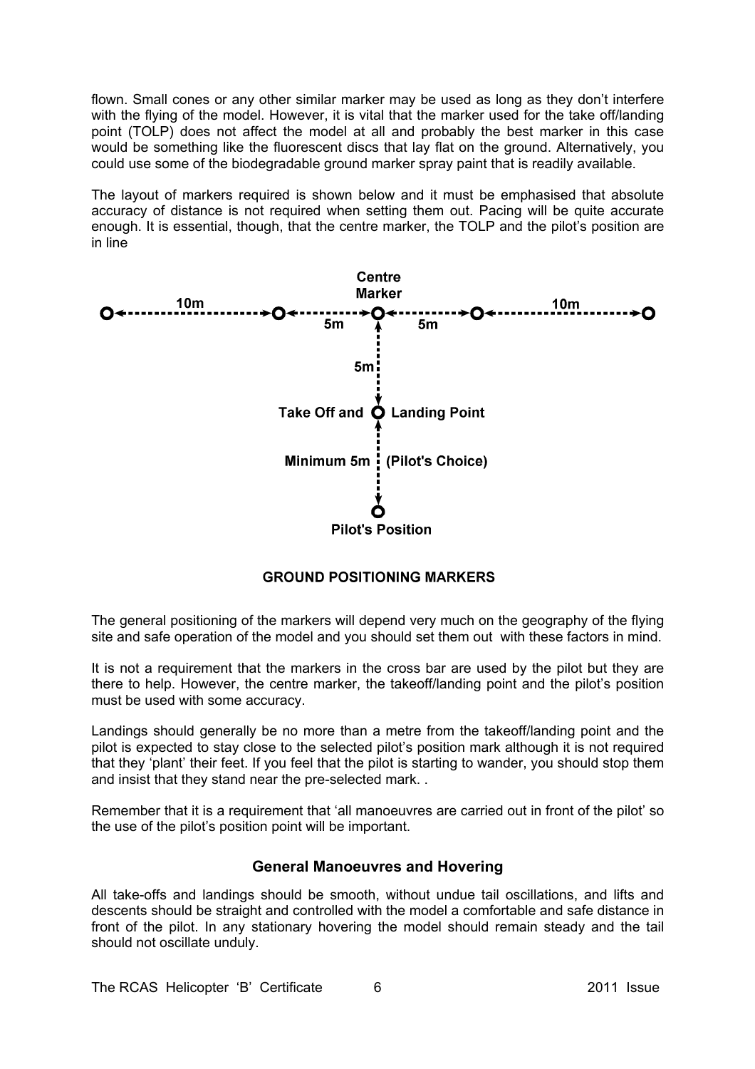flown. Small cones or any other similar marker may be used as long as they don't interfere with the flying of the model. However, it is vital that the marker used for the take off/landing point (TOLP) does not affect the model at all and probably the best marker in this case would be something like the fluorescent discs that lay flat on the ground. Alternatively, you could use some of the biodegradable ground marker spray paint that is readily available.

The layout of markers required is shown below and it must be emphasised that absolute accuracy of distance is not required when setting them out. Pacing will be quite accurate enough. It is essential, though, that the centre marker, the TOLP and the pilot's position are in line

Centre Marker

10m — 5m — 5m — 10m

5m

Take Off and Landing Point

Minimum 5m (Pilot's Choice)

Pilot's Position

**GROUND POSITIONING MARKERS**

The general positioning of the markers will depend very much on the geography of the flying site and safe operation of the model and you should set them out with these factors in mind.

It is not a requirement that the markers in the cross bar are used by the pilot but they are there to help. However, the centre marker, the takeoff/landing point and the pilot's position must be used with some accuracy.

Landings should generally be no more than a metre from the takeoff/landing point and the pilot is expected to stay close to the selected pilot's position mark although it is not required that they 'plant' their feet. If you feel that the pilot is starting to wander, you should stop them and insist that they stand near the pre-selected mark. .

Remember that it is a requirement that 'all manoeuvres are carried out in front of the pilot' so the use of the pilot's position point will be important.

## General Manoeuvres and Hovering

All take-offs and landings should be smooth, without undue tail oscillations, and lifts and descents should be straight and controlled with the model a comfortable and safe distance in front of the pilot. In any stationary hovering the model should remain steady and the tail should not oscillate unduly.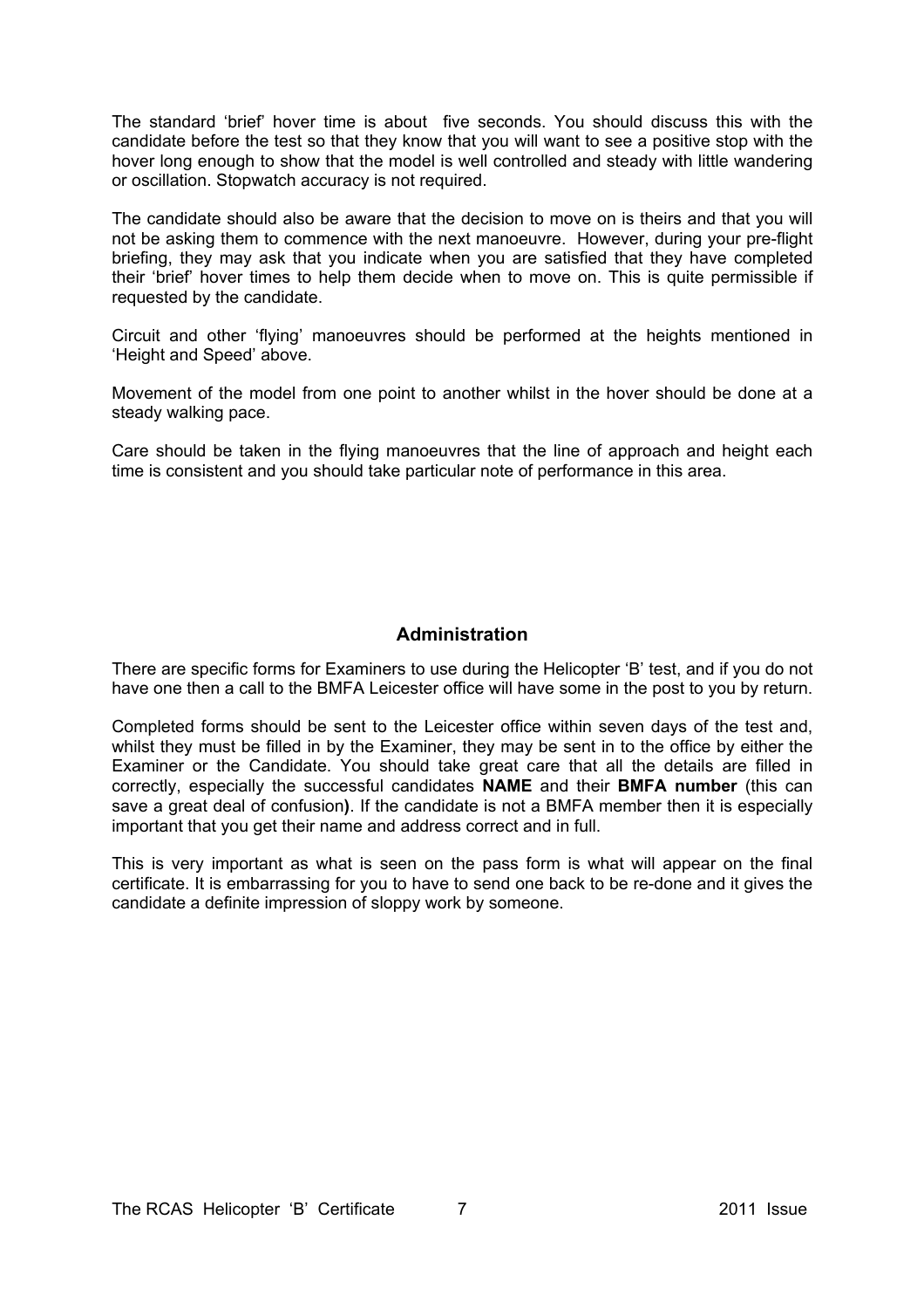The standard 'brief' hover time is about five seconds. You should discuss this with the candidate before the test so that they know that you will want to see a positive stop with the hover long enough to show that the model is well controlled and steady with little wandering or oscillation. Stopwatch accuracy is not required.

The candidate should also be aware that the decision to move on is theirs and that you will not be asking them to commence with the next manoeuvre. However, during your pre-flight briefing, they may ask that you indicate when you are satisfied that they have completed their 'brief' hover times to help them decide when to move on. This is quite permissible if requested by the candidate.

Circuit and other 'flying' manoeuvres should be performed at the heights mentioned in 'Height and Speed' above.

Movement of the model from one point to another whilst in the hover should be done at a steady walking pace.

Care should be taken in the flying manoeuvres that the line of approach and height each time is consistent and you should take particular note of performance in this area.

## Administration

There are specific forms for Examiners to use during the Helicopter 'B' test, and if you do not have one then a call to the BMFA Leicester office will have some in the post to you by return.

Completed forms should be sent to the Leicester office within seven days of the test and, whilst they must be filled in by the Examiner, they may be sent in to the office by either the Examiner or the Candidate. You should take great care that all the details are filled in correctly, especially the successful candidates **NAME** and their **BMFA number** (this can save a great deal of confusion**)**. If the candidate is not a BMFA member then it is especially important that you get their name and address correct and in full.

This is very important as what is seen on the pass form is what will appear on the final certificate. It is embarrassing for you to have to send one back to be re-done and it gives the candidate a definite impression of sloppy work by someone.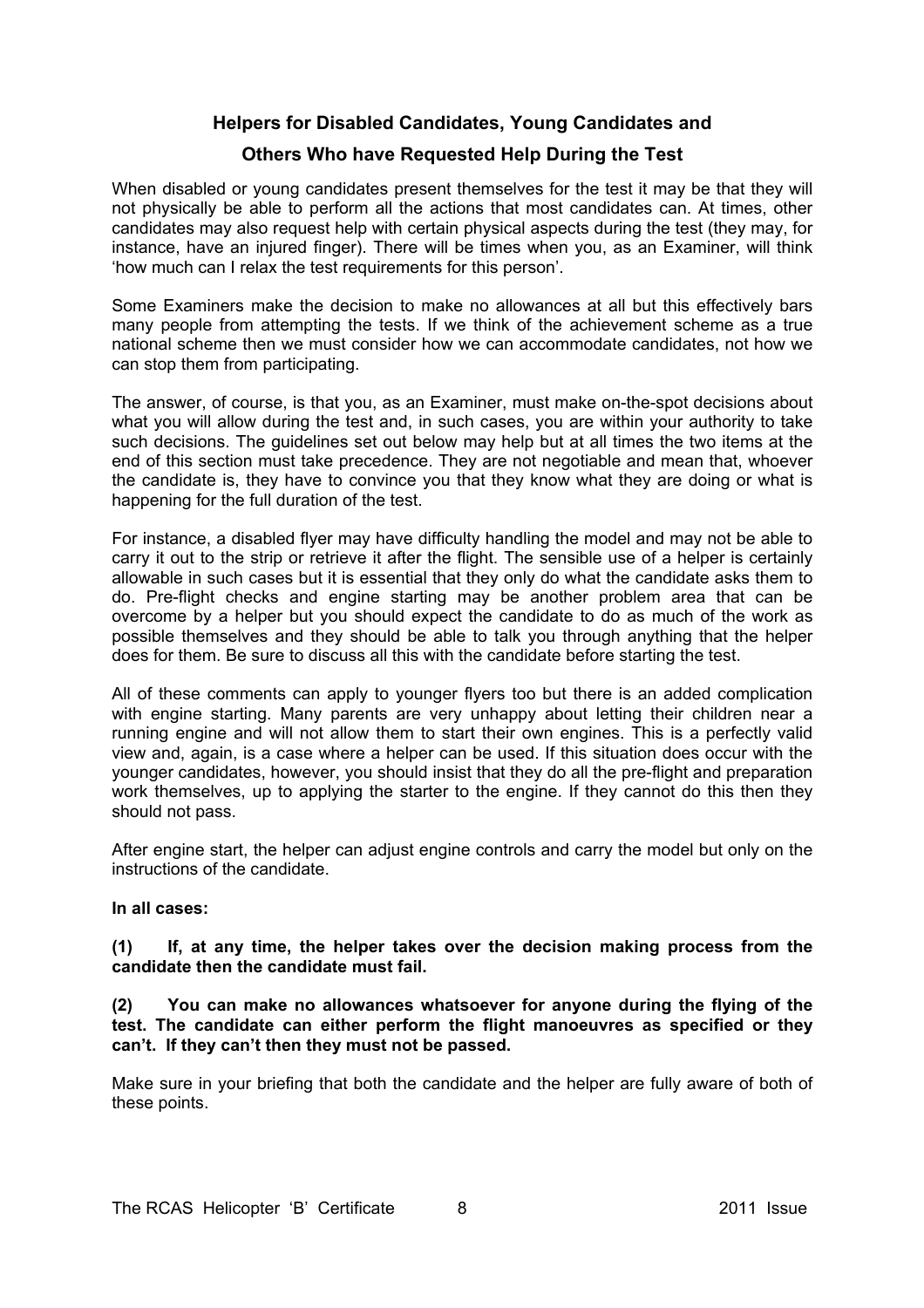## Helpers for Disabled Candidates, Young Candidates and Others Who have Requested Help During the Test

When disabled or young candidates present themselves for the test it may be that they will not physically be able to perform all the actions that most candidates can. At times, other candidates may also request help with certain physical aspects during the test (they may, for instance, have an injured finger). There will be times when you, as an Examiner, will think 'how much can I relax the test requirements for this person'.

Some Examiners make the decision to make no allowances at all but this effectively bars many people from attempting the tests. If we think of the achievement scheme as a true national scheme then we must consider how we can accommodate candidates, not how we can stop them from participating.

The answer, of course, is that you, as an Examiner, must make on-the-spot decisions about what you will allow during the test and, in such cases, you are within your authority to take such decisions. The guidelines set out below may help but at all times the two items at the end of this section must take precedence. They are not negotiable and mean that, whoever the candidate is, they have to convince you that they know what they are doing or what is happening for the full duration of the test.

For instance, a disabled flyer may have difficulty handling the model and may not be able to carry it out to the strip or retrieve it after the flight. The sensible use of a helper is certainly allowable in such cases but it is essential that they only do what the candidate asks them to do. Pre-flight checks and engine starting may be another problem area that can be overcome by a helper but you should expect the candidate to do as much of the work as possible themselves and they should be able to talk you through anything that the helper does for them. Be sure to discuss all this with the candidate before starting the test.

All of these comments can apply to younger flyers too but there is an added complication with engine starting. Many parents are very unhappy about letting their children near a running engine and will not allow them to start their own engines. This is a perfectly valid view and, again, is a case where a helper can be used. If this situation does occur with the younger candidates, however, you should insist that they do all the pre-flight and preparation work themselves, up to applying the starter to the engine. If they cannot do this then they should not pass.

After engine start, the helper can adjust engine controls and carry the model but only on the instructions of the candidate.

**In all cases:**

**(1) If, at any time, the helper takes over the decision making process from the candidate then the candidate must fail.**

**(2) You can make no allowances whatsoever for anyone during the flying of the test. The candidate can either perform the flight manoeuvres as specified or they can't. If they can't then they must not be passed.**

Make sure in your briefing that both the candidate and the helper are fully aware of both of these points.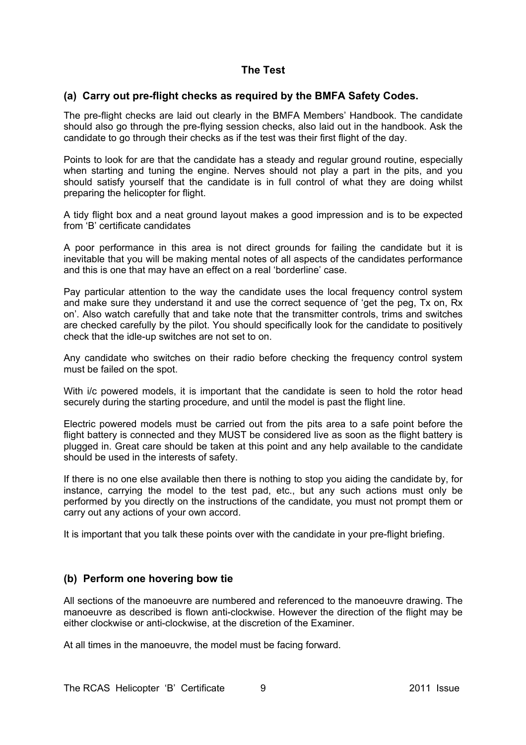## The Test

### (a) Carry out pre-flight checks as required by the BMFA Safety Codes.

The pre-flight checks are laid out clearly in the BMFA Members' Handbook. The candidate should also go through the pre-flying session checks, also laid out in the handbook. Ask the candidate to go through their checks as if the test was their first flight of the day.

Points to look for are that the candidate has a steady and regular ground routine, especially when starting and tuning the engine. Nerves should not play a part in the pits, and you should satisfy yourself that the candidate is in full control of what they are doing whilst preparing the helicopter for flight.

A tidy flight box and a neat ground layout makes a good impression and is to be expected from 'B' certificate candidates

A poor performance in this area is not direct grounds for failing the candidate but it is inevitable that you will be making mental notes of all aspects of the candidates performance and this is one that may have an effect on a real 'borderline' case.

Pay particular attention to the way the candidate uses the local frequency control system and make sure they understand it and use the correct sequence of 'get the peg, Tx on, Rx on'. Also watch carefully that and take note that the transmitter controls, trims and switches are checked carefully by the pilot. You should specifically look for the candidate to positively check that the idle-up switches are not set to on.

Any candidate who switches on their radio before checking the frequency control system must be failed on the spot.

With i/c powered models, it is important that the candidate is seen to hold the rotor head securely during the starting procedure, and until the model is past the flight line.

Electric powered models must be carried out from the pits area to a safe point before the flight battery is connected and they MUST be considered live as soon as the flight battery is plugged in. Great care should be taken at this point and any help available to the candidate should be used in the interests of safety.

If there is no one else available then there is nothing to stop you aiding the candidate by, for instance, carrying the model to the test pad, etc., but any such actions must only be performed by you directly on the instructions of the candidate, you must not prompt them or carry out any actions of your own accord.

It is important that you talk these points over with the candidate in your pre-flight briefing.

### (b) Perform one hovering bow tie

All sections of the manoeuvre are numbered and referenced to the manoeuvre drawing. The manoeuvre as described is flown anti-clockwise. However the direction of the flight may be either clockwise or anti-clockwise, at the discretion of the Examiner.

At all times in the manoeuvre, the model must be facing forward.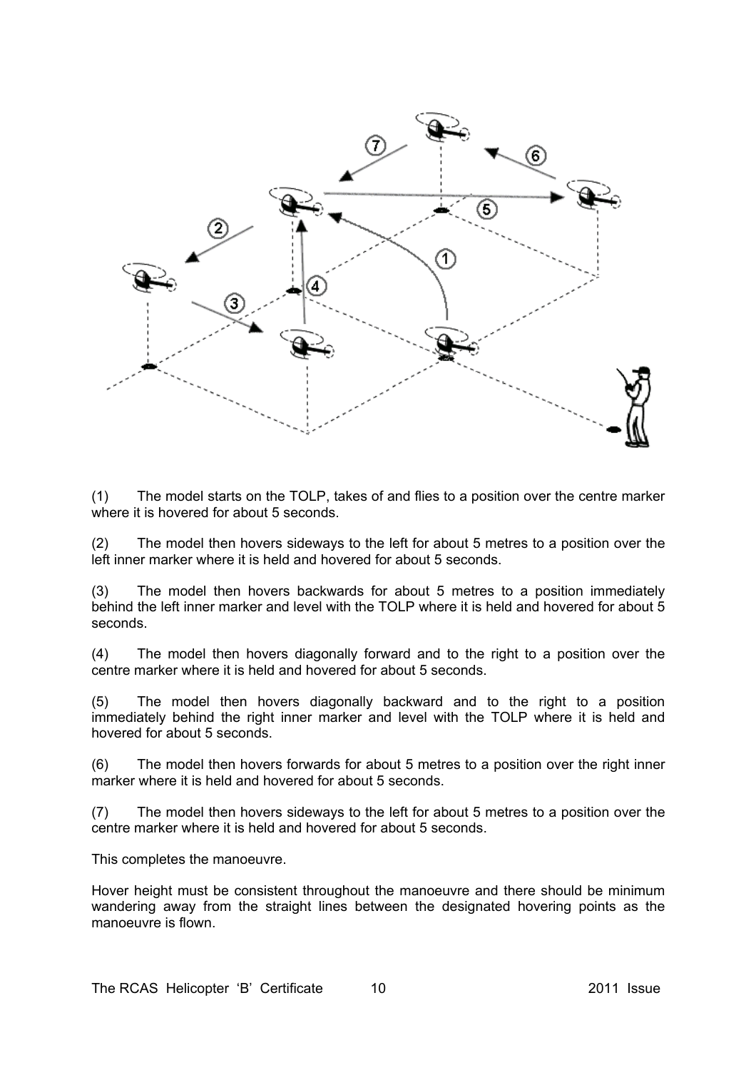(1) The model starts on the TOLP, takes of and flies to a position over the centre marker where it is hovered for about 5 seconds.

(2) The model then hovers sideways to the left for about 5 metres to a position over the left inner marker where it is held and hovered for about 5 seconds.

(3) The model then hovers backwards for about 5 metres to a position immediately behind the left inner marker and level with the TOLP where it is held and hovered for about 5 seconds.

(4) The model then hovers diagonally forward and to the right to a position over the centre marker where it is held and hovered for about 5 seconds.

(5) The model then hovers diagonally backward and to the right to a position immediately behind the right inner marker and level with the TOLP where it is held and hovered for about 5 seconds.

(6) The model then hovers forwards for about 5 metres to a position over the right inner marker where it is held and hovered for about 5 seconds.

(7) The model then hovers sideways to the left for about 5 metres to a position over the centre marker where it is held and hovered for about 5 seconds.

This completes the manoeuvre.

Hover height must be consistent throughout the manoeuvre and there should be minimum wandering away from the straight lines between the designated hovering points as the manoeuvre is flown.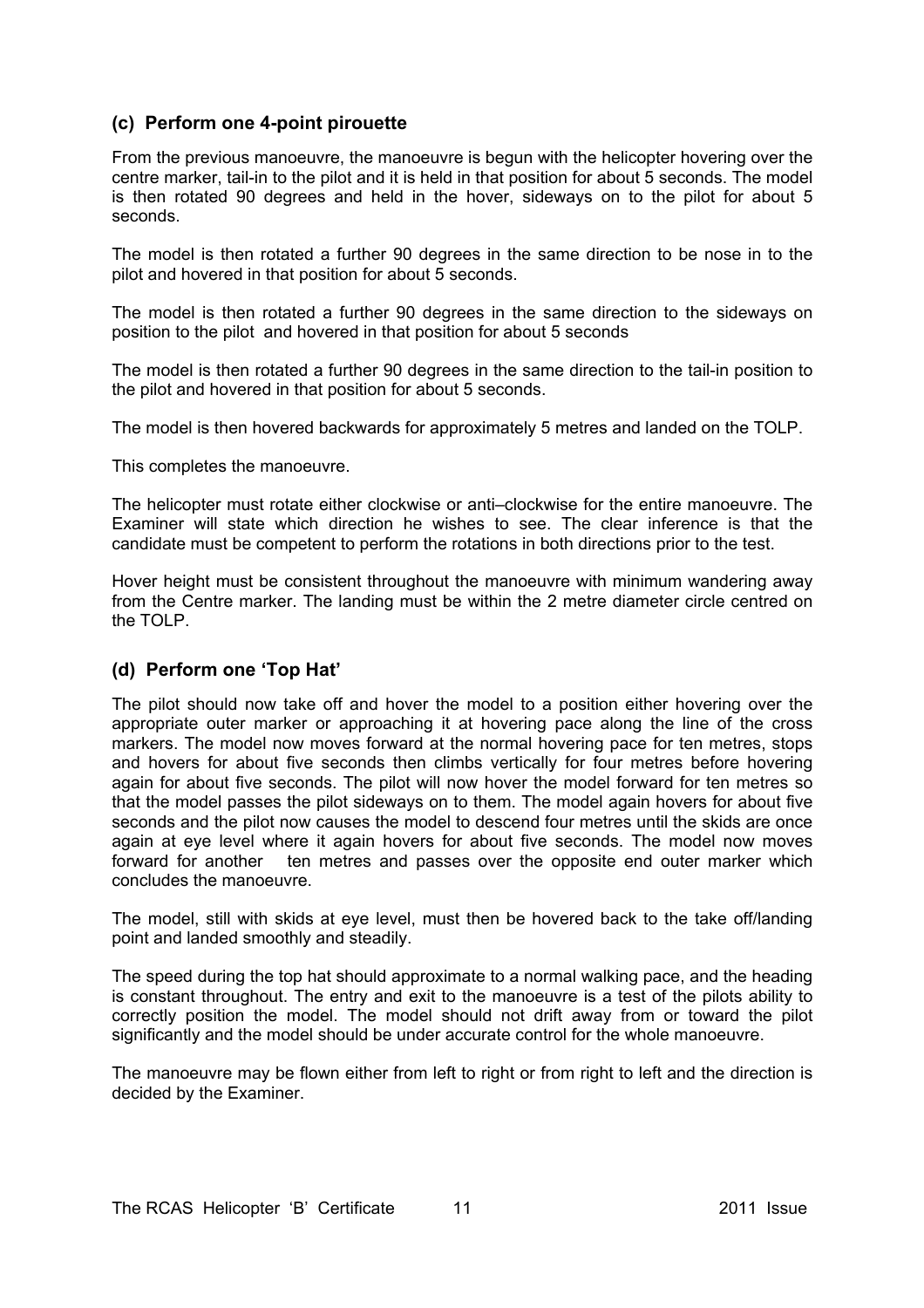### (c) Perform one 4-point pirouette

From the previous manoeuvre, the manoeuvre is begun with the helicopter hovering over the centre marker, tail-in to the pilot and it is held in that position for about 5 seconds. The model is then rotated 90 degrees and held in the hover, sideways on to the pilot for about 5 seconds.

The model is then rotated a further 90 degrees in the same direction to be nose in to the pilot and hovered in that position for about 5 seconds.

The model is then rotated a further 90 degrees in the same direction to the sideways on position to the pilot and hovered in that position for about 5 seconds

The model is then rotated a further 90 degrees in the same direction to the tail-in position to the pilot and hovered in that position for about 5 seconds.

The model is then hovered backwards for approximately 5 metres and landed on the TOLP.

This completes the manoeuvre.

The helicopter must rotate either clockwise or anti–clockwise for the entire manoeuvre. The Examiner will state which direction he wishes to see. The clear inference is that the candidate must be competent to perform the rotations in both directions prior to the test.

Hover height must be consistent throughout the manoeuvre with minimum wandering away from the Centre marker. The landing must be within the 2 metre diameter circle centred on the TOLP.

### (d) Perform one 'Top Hat'

The pilot should now take off and hover the model to a position either hovering over the appropriate outer marker or approaching it at hovering pace along the line of the cross markers. The model now moves forward at the normal hovering pace for ten metres, stops and hovers for about five seconds then climbs vertically for four metres before hovering again for about five seconds. The pilot will now hover the model forward for ten metres so that the model passes the pilot sideways on to them. The model again hovers for about five seconds and the pilot now causes the model to descend four metres until the skids are once again at eye level where it again hovers for about five seconds. The model now moves forward for another ten metres and passes over the opposite end outer marker which concludes the manoeuvre.

The model, still with skids at eye level, must then be hovered back to the take off/landing point and landed smoothly and steadily.

The speed during the top hat should approximate to a normal walking pace, and the heading is constant throughout. The entry and exit to the manoeuvre is a test of the pilots ability to correctly position the model. The model should not drift away from or toward the pilot significantly and the model should be under accurate control for the whole manoeuvre.

The manoeuvre may be flown either from left to right or from right to left and the direction is decided by the Examiner.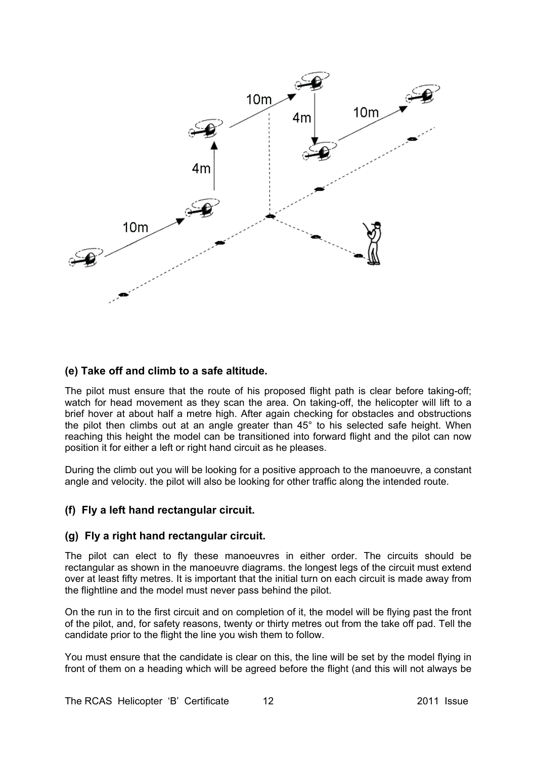### (e) Take off and climb to a safe altitude.

The pilot must ensure that the route of his proposed flight path is clear before taking-off; watch for head movement as they scan the area. On taking-off, the helicopter will lift to a brief hover at about half a metre high. After again checking for obstacles and obstructions the pilot then climbs out at an angle greater than 45° to his selected safe height. When reaching this height the model can be transitioned into forward flight and the pilot can now position it for either a left or right hand circuit as he pleases.

During the climb out you will be looking for a positive approach to the manoeuvre, a constant angle and velocity. the pilot will also be looking for other traffic along the intended route.

### (f) Fly a left hand rectangular circuit.

### (g) Fly a right hand rectangular circuit.

The pilot can elect to fly these manoeuvres in either order. The circuits should be rectangular as shown in the manoeuvre diagrams. the longest legs of the circuit must extend over at least fifty metres. It is important that the initial turn on each circuit is made away from the flightline and the model must never pass behind the pilot.

On the run in to the first circuit and on completion of it, the model will be flying past the front of the pilot, and, for safety reasons, twenty or thirty metres out from the take off pad. Tell the candidate prior to the flight the line you wish them to follow.

You must ensure that the candidate is clear on this, the line will be set by the model flying in front of them on a heading which will be agreed before the flight (and this will not always be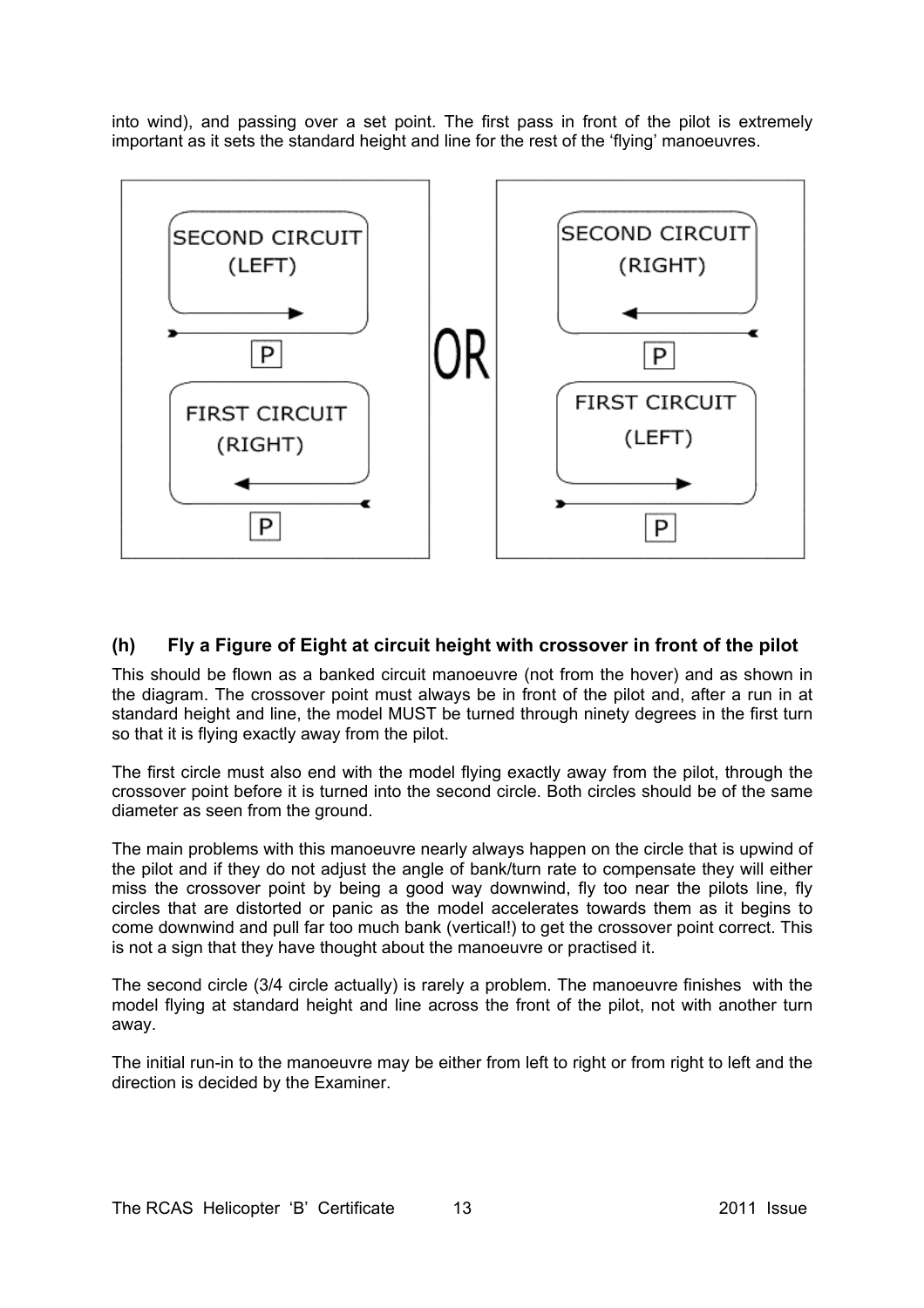into wind), and passing over a set point. The first pass in front of the pilot is extremely important as it sets the standard height and line for the rest of the 'flying' manoeuvres.

SECOND CIRCUIT (LEFT)

P

FIRST CIRCUIT (RIGHT)

P

OR

SECOND CIRCUIT (RIGHT)

P

FIRST CIRCUIT (LEFT)

P

## (h) Fly a Figure of Eight at circuit height with crossover in front of the pilot

This should be flown as a banked circuit manoeuvre (not from the hover) and as shown in the diagram. The crossover point must always be in front of the pilot and, after a run in at standard height and line, the model MUST be turned through ninety degrees in the first turn so that it is flying exactly away from the pilot.

The first circle must also end with the model flying exactly away from the pilot, through the crossover point before it is turned into the second circle. Both circles should be of the same diameter as seen from the ground.

The main problems with this manoeuvre nearly always happen on the circle that is upwind of the pilot and if they do not adjust the angle of bank/turn rate to compensate they will either miss the crossover point by being a good way downwind, fly too near the pilots line, fly circles that are distorted or panic as the model accelerates towards them as it begins to come downwind and pull far too much bank (vertical!) to get the crossover point correct. This is not a sign that they have thought about the manoeuvre or practised it.

The second circle (3/4 circle actually) is rarely a problem. The manoeuvre finishes with the model flying at standard height and line across the front of the pilot, not with another turn away.

The initial run-in to the manoeuvre may be either from left to right or from right to left and the direction is decided by the Examiner.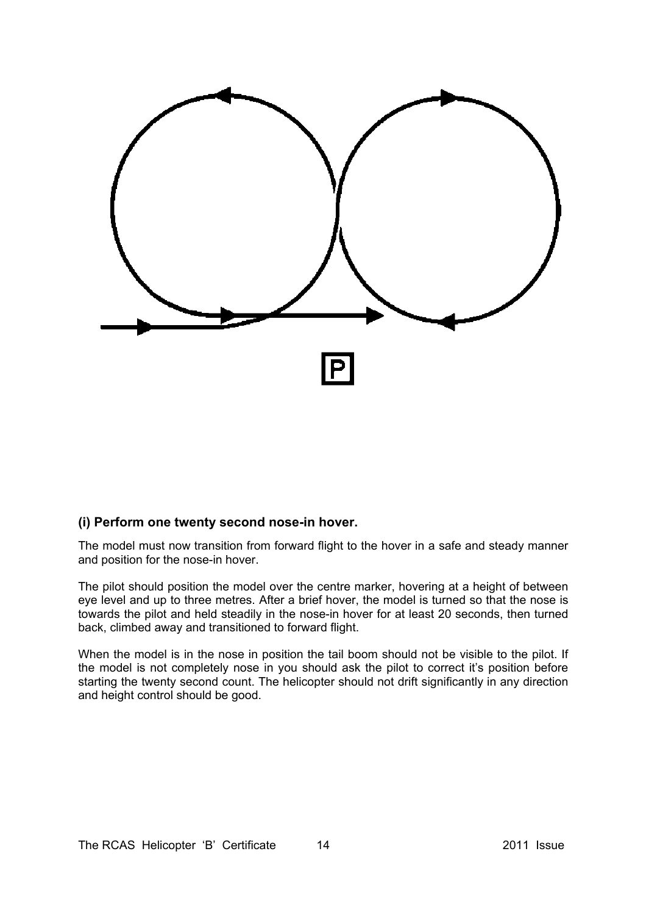## (i) Perform one twenty second nose-in hover.

The model must now transition from forward flight to the hover in a safe and steady manner and position for the nose-in hover.

The pilot should position the model over the centre marker, hovering at a height of between eye level and up to three metres. After a brief hover, the model is turned so that the nose is towards the pilot and held steadily in the nose-in hover for at least 20 seconds, then turned back, climbed away and transitioned to forward flight.

When the model is in the nose in position the tail boom should not be visible to the pilot. If the model is not completely nose in you should ask the pilot to correct it's position before starting the twenty second count. The helicopter should not drift significantly in any direction and height control should be good.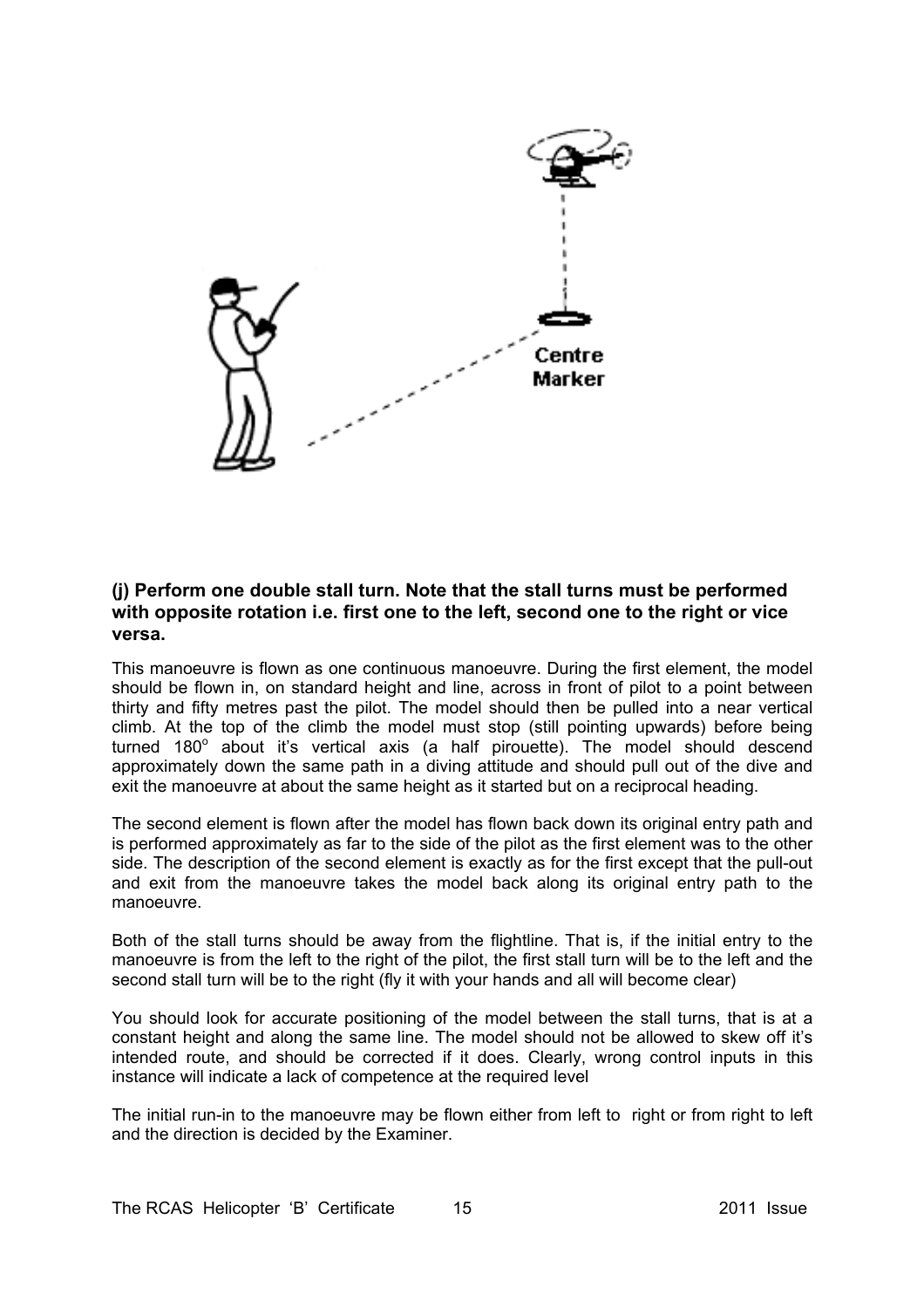Centre Marker

**(j) Perform one double stall turn. Note that the stall turns must be performed with opposite rotation i.e. first one to the left, second one to the right or vice versa.**

This manoeuvre is flown as one continuous manoeuvre. During the first element, the model should be flown in, on standard height and line, across in front of pilot to a point between thirty and fifty metres past the pilot. The model should then be pulled into a near vertical climb. At the top of the climb the model must stop (still pointing upwards) before being turned 180° about it's vertical axis (a half pirouette). The model should descend approximately down the same path in a diving attitude and should pull out of the dive and exit the manoeuvre at about the same height as it started but on a reciprocal heading.

The second element is flown after the model has flown back down its original entry path and is performed approximately as far to the side of the pilot as the first element was to the other side. The description of the second element is exactly as for the first except that the pull-out and exit from the manoeuvre takes the model back along its original entry path to the manoeuvre.

Both of the stall turns should be away from the flightline. That is, if the initial entry to the manoeuvre is from the left to the right of the pilot, the first stall turn will be to the left and the second stall turn will be to the right (fly it with your hands and all will become clear)

You should look for accurate positioning of the model between the stall turns, that is at a constant height and along the same line. The model should not be allowed to skew off it's intended route, and should be corrected if it does. Clearly, wrong control inputs in this instance will indicate a lack of competence at the required level

The initial run-in to the manoeuvre may be flown either from left to right or from right to left and the direction is decided by the Examiner.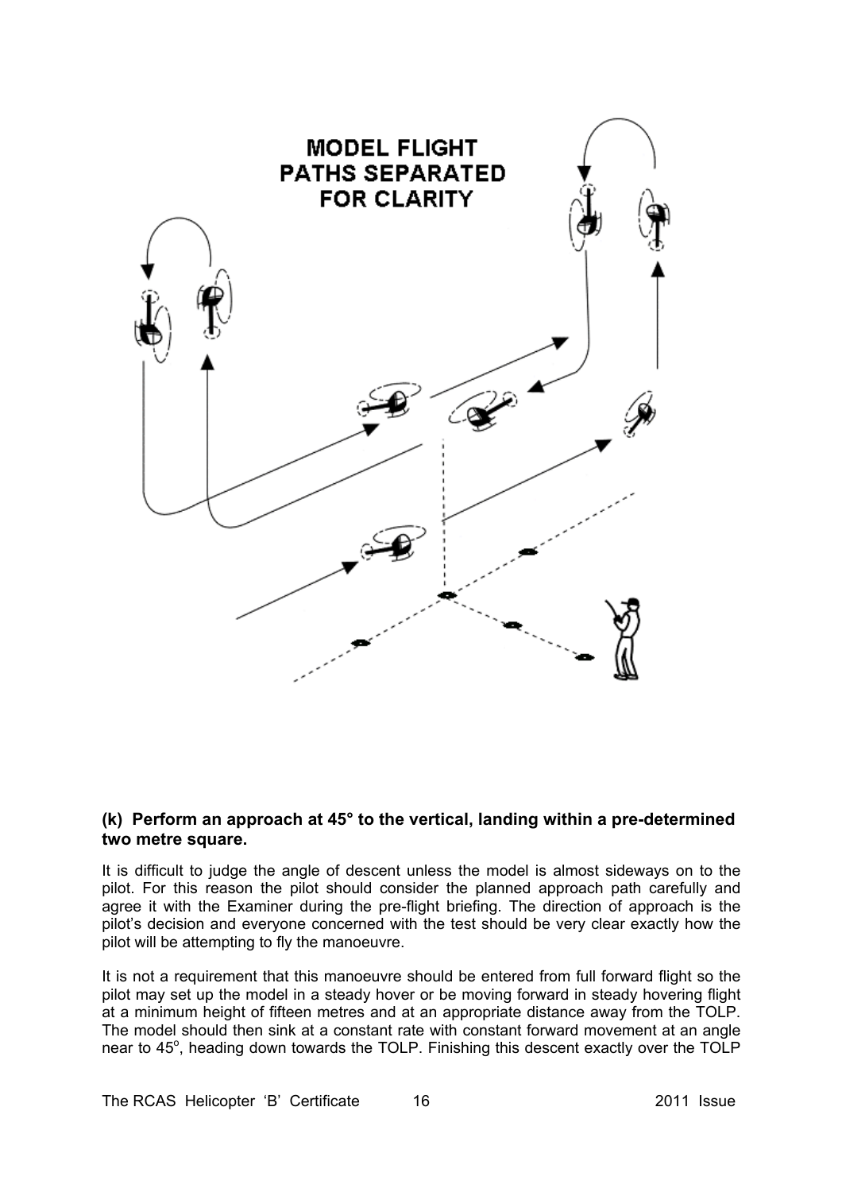MODEL FLIGHT PATHS SEPARATED FOR CLARITY

**(k) Perform an approach at 45° to the vertical, landing within a pre-determined two metre square.**

It is difficult to judge the angle of descent unless the model is almost sideways on to the pilot. For this reason the pilot should consider the planned approach path carefully and agree it with the Examiner during the pre-flight briefing. The direction of approach is the pilot's decision and everyone concerned with the test should be very clear exactly how the pilot will be attempting to fly the manoeuvre.

It is not a requirement that this manoeuvre should be entered from full forward flight so the pilot may set up the model in a steady hover or be moving forward in steady hovering flight at a minimum height of fifteen metres and at an appropriate distance away from the TOLP. The model should then sink at a constant rate with constant forward movement at an angle near to 45$^{o}$, heading down towards the TOLP. Finishing this descent exactly over the TOLP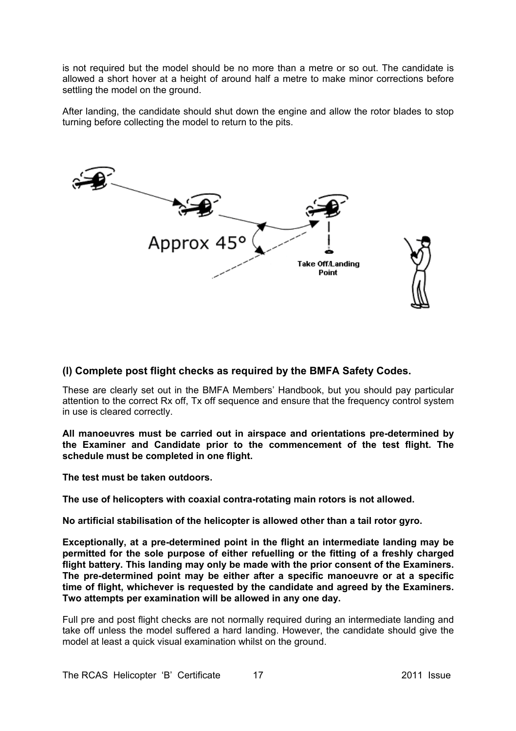is not required but the model should be no more than a metre or so out. The candidate is allowed a short hover at a height of around half a metre to make minor corrections before settling the model on the ground.

After landing, the candidate should shut down the engine and allow the rotor blades to stop turning before collecting the model to return to the pits.

### (l) Complete post flight checks as required by the BMFA Safety Codes.

These are clearly set out in the BMFA Members' Handbook, but you should pay particular attention to the correct Rx off, Tx off sequence and ensure that the frequency control system in use is cleared correctly.

**All manoeuvres must be carried out in airspace and orientations pre-determined by the Examiner and Candidate prior to the commencement of the test flight. The schedule must be completed in one flight.**

**The test must be taken outdoors.**

**The use of helicopters with coaxial contra-rotating main rotors is not allowed.**

**No artificial stabilisation of the helicopter is allowed other than a tail rotor gyro.**

**Exceptionally, at a pre-determined point in the flight an intermediate landing may be permitted for the sole purpose of either refuelling or the fitting of a freshly charged flight battery. This landing may only be made with the prior consent of the Examiners. The pre-determined point may be either after a specific manoeuvre or at a specific time of flight, whichever is requested by the candidate and agreed by the Examiners. Two attempts per examination will be allowed in any one day.**

Full pre and post flight checks are not normally required during an intermediate landing and take off unless the model suffered a hard landing. However, the candidate should give the model at least a quick visual examination whilst on the ground.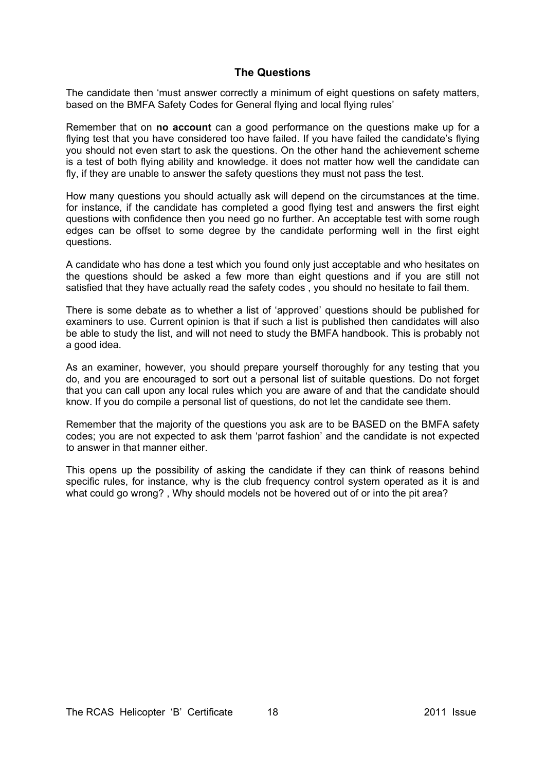## The Questions

The candidate then 'must answer correctly a minimum of eight questions on safety matters, based on the BMFA Safety Codes for General flying and local flying rules'

Remember that on **no account** can a good performance on the questions make up for a flying test that you have considered too have failed. If you have failed the candidate's flying you should not even start to ask the questions. On the other hand the achievement scheme is a test of both flying ability and knowledge. it does not matter how well the candidate can fly, if they are unable to answer the safety questions they must not pass the test.

How many questions you should actually ask will depend on the circumstances at the time. for instance, if the candidate has completed a good flying test and answers the first eight questions with confidence then you need go no further. An acceptable test with some rough edges can be offset to some degree by the candidate performing well in the first eight questions.

A candidate who has done a test which you found only just acceptable and who hesitates on the questions should be asked a few more than eight questions and if you are still not satisfied that they have actually read the safety codes , you should no hesitate to fail them.

There is some debate as to whether a list of 'approved' questions should be published for examiners to use. Current opinion is that if such a list is published then candidates will also be able to study the list, and will not need to study the BMFA handbook. This is probably not a good idea.

As an examiner, however, you should prepare yourself thoroughly for any testing that you do, and you are encouraged to sort out a personal list of suitable questions. Do not forget that you can call upon any local rules which you are aware of and that the candidate should know. If you do compile a personal list of questions, do not let the candidate see them.

Remember that the majority of the questions you ask are to be BASED on the BMFA safety codes; you are not expected to ask them 'parrot fashion' and the candidate is not expected to answer in that manner either.

This opens up the possibility of asking the candidate if they can think of reasons behind specific rules, for instance, why is the club frequency control system operated as it is and what could go wrong? , Why should models not be hovered out of or into the pit area?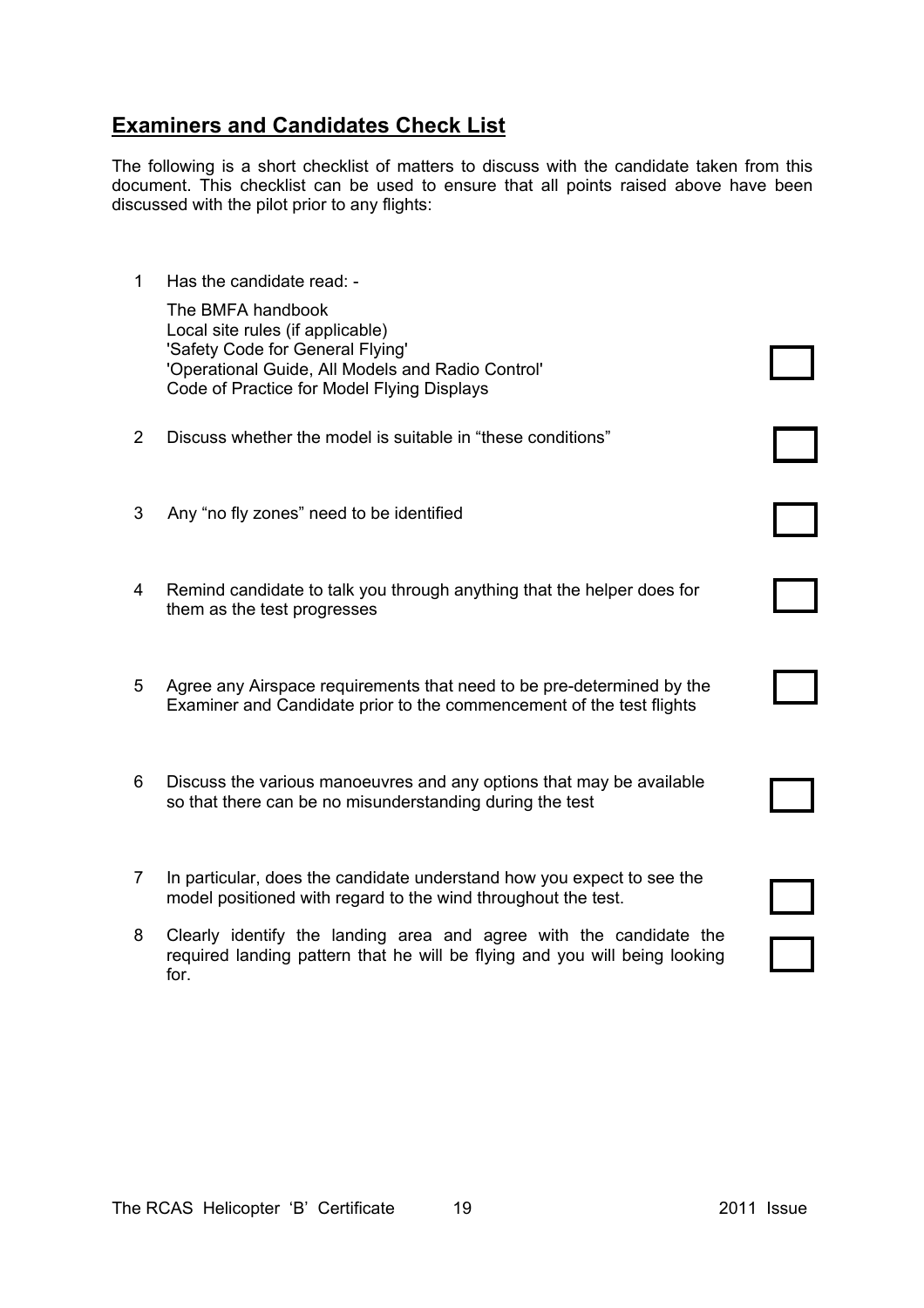## Examiners and Candidates Check List

The following is a short checklist of matters to discuss with the candidate taken from this document. This checklist can be used to ensure that all points raised above have been discussed with the pilot prior to any flights:

1. Has the candidate read: -

   The BMFA handbook
   Local site rules (if applicable)
   'Safety Code for General Flying'
   'Operational Guide, All Models and Radio Control'
   Code of Practice for Model Flying Displays ☐

2. Discuss whether the model is suitable in "these conditions" ☐

3. Any "no fly zones" need to be identified ☐

4. Remind candidate to talk you through anything that the helper does for them as the test progresses ☐

5. Agree any Airspace requirements that need to be pre-determined by the Examiner and Candidate prior to the commencement of the test flights ☐

6. Discuss the various manoeuvres and any options that may be available so that there can be no misunderstanding during the test ☐

7. In particular, does the candidate understand how you expect to see the model positioned with regard to the wind throughout the test. ☐

8. Clearly identify the landing area and agree with the candidate the required landing pattern that he will be flying and you will being looking for. ☐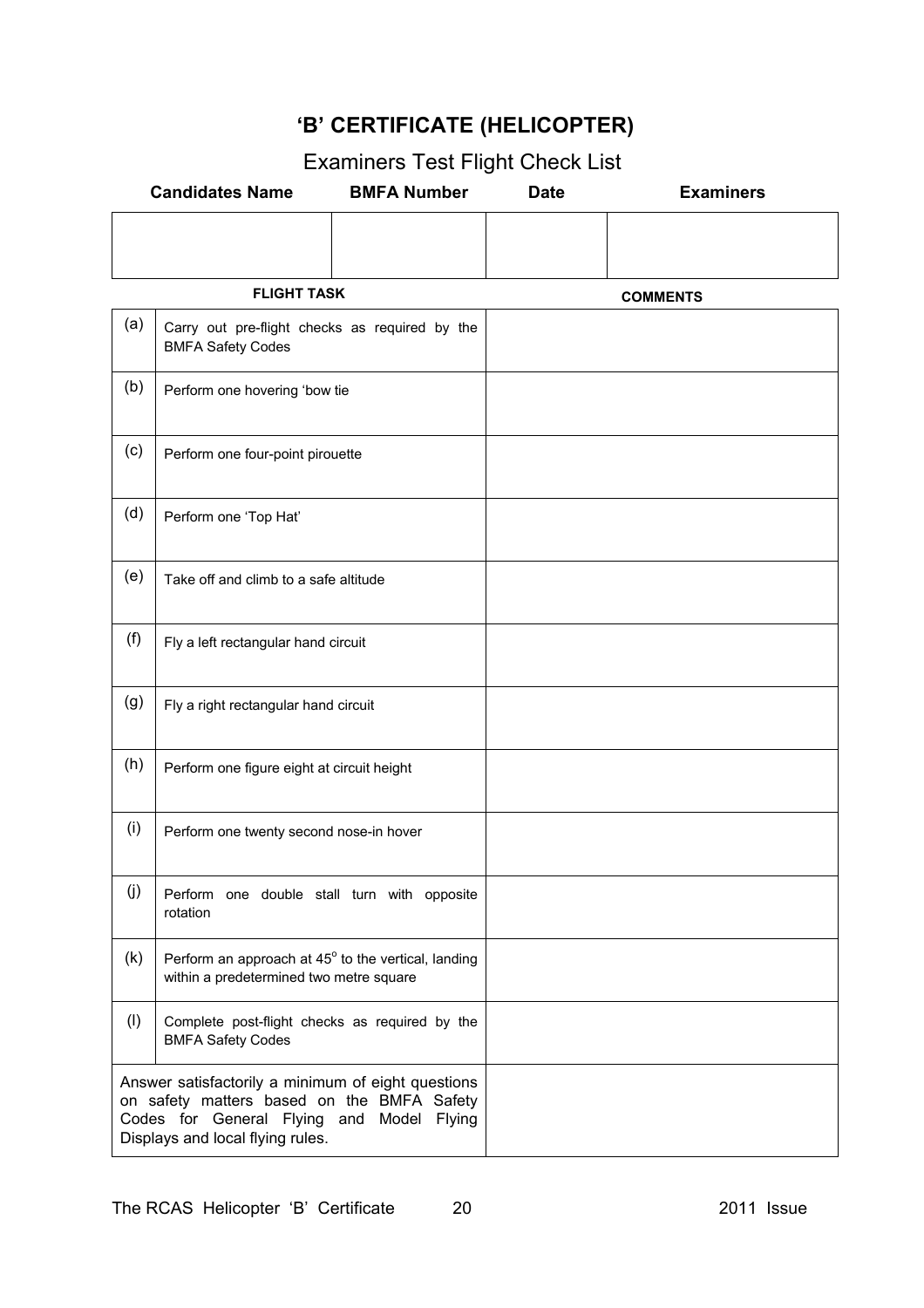# 'B' CERTIFICATE (HELICOPTER)

## Examiners Test Flight Check List

| Candidates Name | BMFA Number | Date | Examiners |
|---|---|---|---|
| | | | |

| | FLIGHT TASK | COMMENTS |
|---|---|---|
| (a) | Carry out pre-flight checks as required by the BMFA Safety Codes | |
| (b) | Perform one hovering 'bow tie | |
| (c) | Perform one four-point pirouette | |
| (d) | Perform one 'Top Hat' | |
| (e) | Take off and climb to a safe altitude | |
| (f) | Fly a left rectangular hand circuit | |
| (g) | Fly a right rectangular hand circuit | |
| (h) | Perform one figure eight at circuit height | |
| (i) | Perform one twenty second nose-in hover | |
| (j) | Perform one double stall turn with opposite rotation | |
| (k) | Perform an approach at 45° to the vertical, landing within a predetermined two metre square | |
| (l) | Complete post-flight checks as required by the BMFA Safety Codes | |
| | Answer satisfactorily a minimum of eight questions on safety matters based on the BMFA Safety Codes for General Flying and Model Flying Displays and local flying rules. | |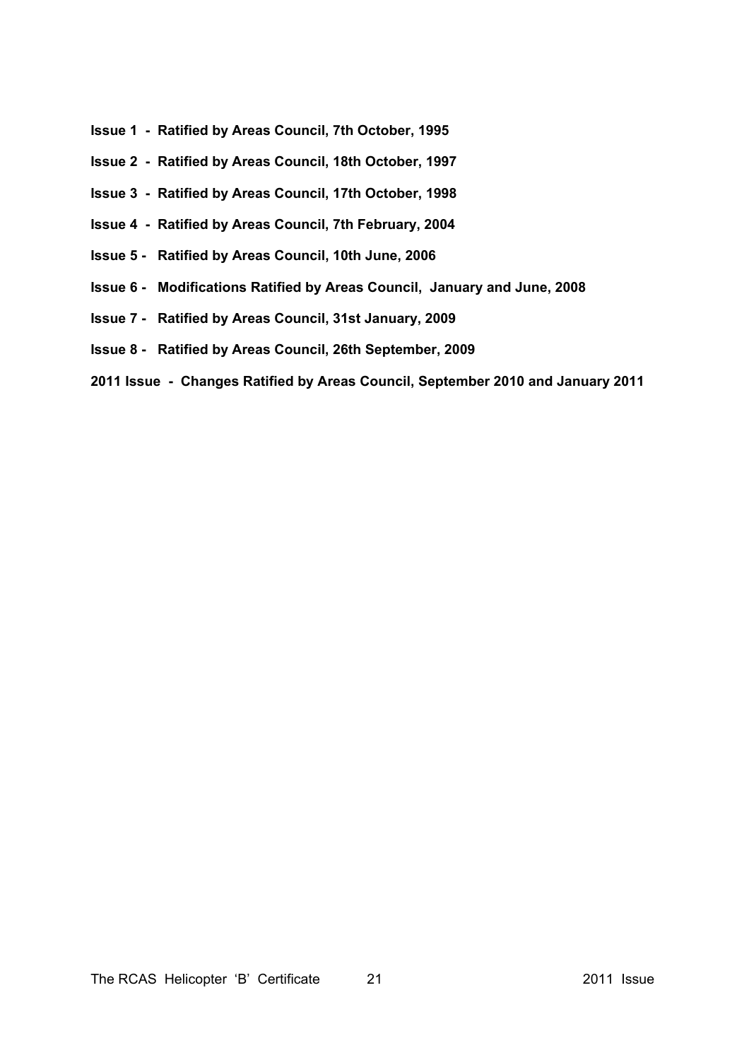**Issue 1 - Ratified by Areas Council, 7th October, 1995**

**Issue 2 - Ratified by Areas Council, 18th October, 1997**

**Issue 3 - Ratified by Areas Council, 17th October, 1998**

**Issue 4 - Ratified by Areas Council, 7th February, 2004**

**Issue 5 - Ratified by Areas Council, 10th June, 2006**

**Issue 6 - Modifications Ratified by Areas Council, January and June, 2008**

**Issue 7 - Ratified by Areas Council, 31st January, 2009**

**Issue 8 - Ratified by Areas Council, 26th September, 2009**

**2011 Issue - Changes Ratified by Areas Council, September 2010 and January 2011**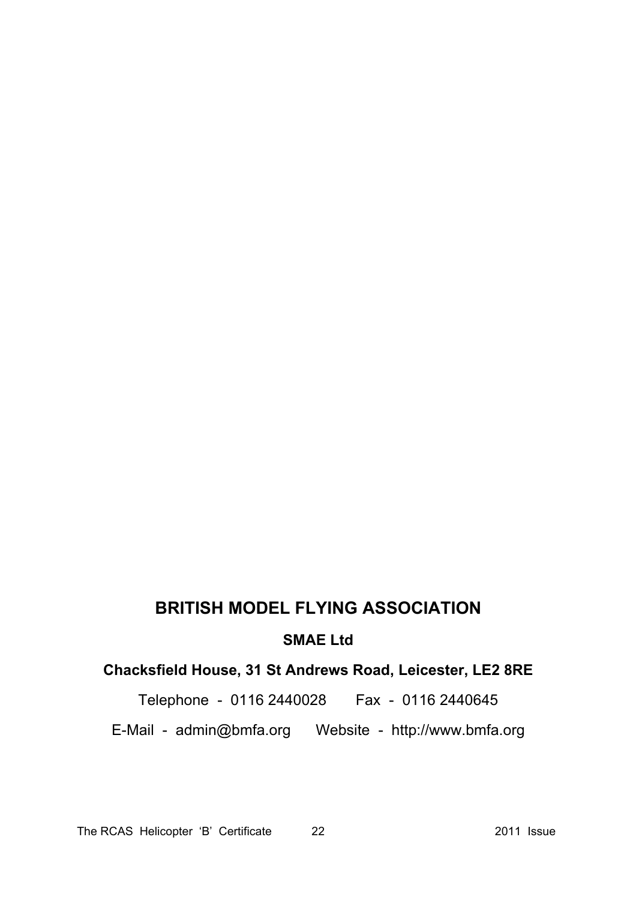## BRITISH MODEL FLYING ASSOCIATION

**SMAE Ltd**

**Chacksfield House, 31 St Andrews Road, Leicester, LE2 8RE**

Telephone - 0116 2440028 Fax - 0116 2440645

E-Mail - admin@bmfa.org Website - http://www.bmfa.org